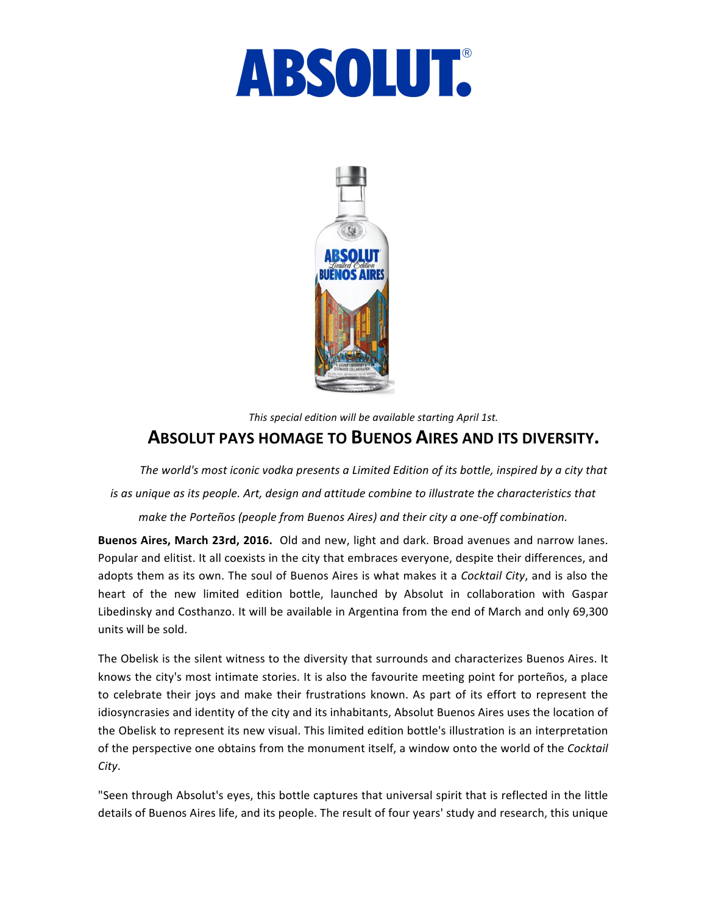# ABSOLUT®

*This special edition will be available starting April 1st.*

## ABSOLUT PAYS HOMAGE TO BUENOS AIRES AND ITS DIVERSITY.

*The world's most iconic vodka presents a Limited Edition of its bottle, inspired by a city that is as unique as its people. Art, design and attitude combine to illustrate the characteristics that make the Porteños (people from Buenos Aires) and their city a one-off combination.*

**Buenos Aires, March 23rd, 2016.** Old and new, light and dark. Broad avenues and narrow lanes. Popular and elitist. It all coexists in the city that embraces everyone, despite their differences, and adopts them as its own. The soul of Buenos Aires is what makes it a *Cocktail City*, and is also the heart of the new limited edition bottle, launched by Absolut in collaboration with Gaspar Libedinsky and Costhanzo. It will be available in Argentina from the end of March and only 69,300 units will be sold.

The Obelisk is the silent witness to the diversity that surrounds and characterizes Buenos Aires. It knows the city's most intimate stories. It is also the favourite meeting point for porteños, a place to celebrate their joys and make their frustrations known. As part of its effort to represent the idiosyncrasies and identity of the city and its inhabitants, Absolut Buenos Aires uses the location of the Obelisk to represent its new visual. This limited edition bottle's illustration is an interpretation of the perspective one obtains from the monument itself, a window onto the world of the *Cocktail City*.

"Seen through Absolut's eyes, this bottle captures that universal spirit that is reflected in the little details of Buenos Aires life, and its people. The result of four years' study and research, this unique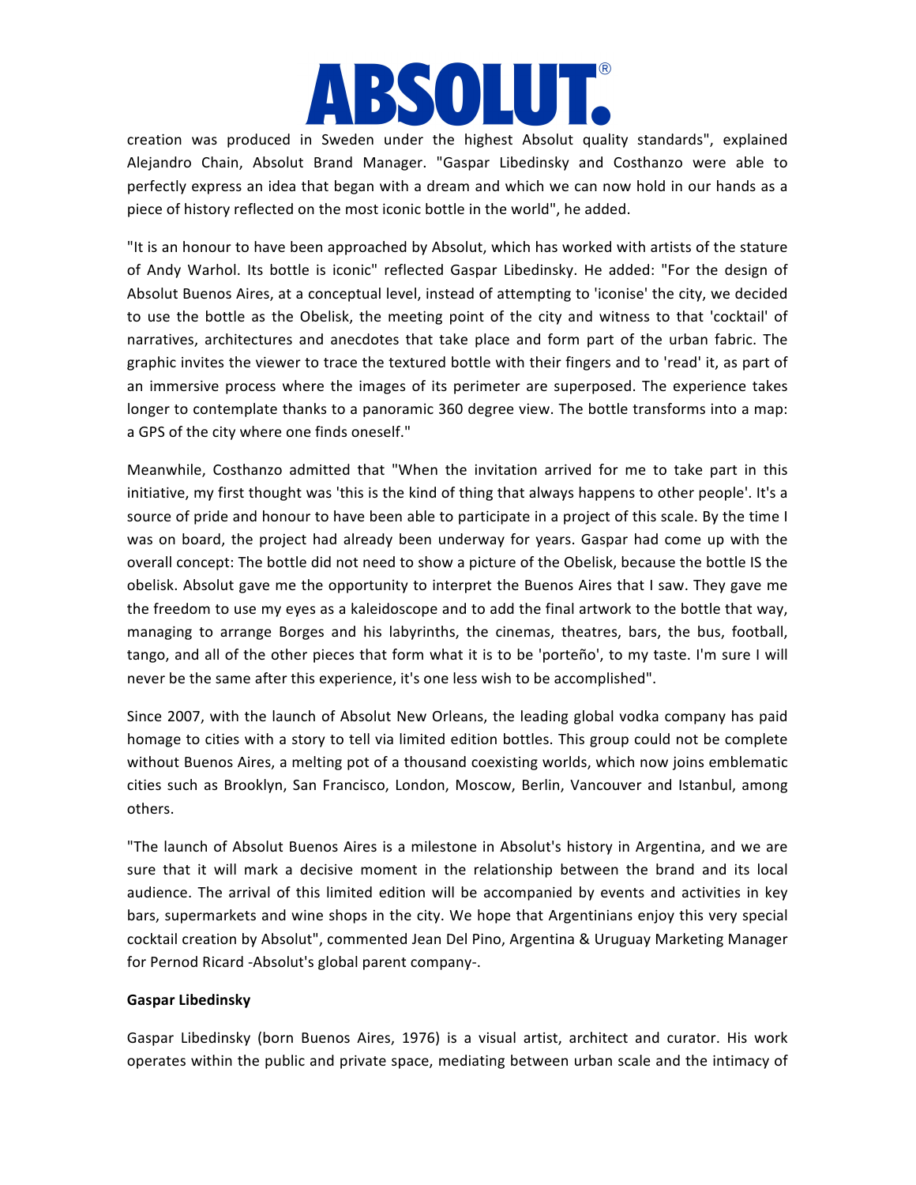creation was produced in Sweden under the highest Absolut quality standards", explained Alejandro Chain, Absolut Brand Manager. "Gaspar Libedinsky and Costhanzo were able to perfectly express an idea that began with a dream and which we can now hold in our hands as a piece of history reflected on the most iconic bottle in the world", he added.

"It is an honour to have been approached by Absolut, which has worked with artists of the stature of Andy Warhol. Its bottle is iconic" reflected Gaspar Libedinsky. He added: "For the design of Absolut Buenos Aires, at a conceptual level, instead of attempting to 'iconise' the city, we decided to use the bottle as the Obelisk, the meeting point of the city and witness to that 'cocktail' of narratives, architectures and anecdotes that take place and form part of the urban fabric. The graphic invites the viewer to trace the textured bottle with their fingers and to 'read' it, as part of an immersive process where the images of its perimeter are superposed. The experience takes longer to contemplate thanks to a panoramic 360 degree view. The bottle transforms into a map: a GPS of the city where one finds oneself."

Meanwhile, Costhanzo admitted that "When the invitation arrived for me to take part in this initiative, my first thought was 'this is the kind of thing that always happens to other people'. It's a source of pride and honour to have been able to participate in a project of this scale. By the time I was on board, the project had already been underway for years. Gaspar had come up with the overall concept: The bottle did not need to show a picture of the Obelisk, because the bottle IS the obelisk. Absolut gave me the opportunity to interpret the Buenos Aires that I saw. They gave me the freedom to use my eyes as a kaleidoscope and to add the final artwork to the bottle that way, managing to arrange Borges and his labyrinths, the cinemas, theatres, bars, the bus, football, tango, and all of the other pieces that form what it is to be 'porteño', to my taste. I'm sure I will never be the same after this experience, it's one less wish to be accomplished".

Since 2007, with the launch of Absolut New Orleans, the leading global vodka company has paid homage to cities with a story to tell via limited edition bottles. This group could not be complete without Buenos Aires, a melting pot of a thousand coexisting worlds, which now joins emblematic cities such as Brooklyn, San Francisco, London, Moscow, Berlin, Vancouver and Istanbul, among others.

"The launch of Absolut Buenos Aires is a milestone in Absolut's history in Argentina, and we are sure that it will mark a decisive moment in the relationship between the brand and its local audience. The arrival of this limited edition will be accompanied by events and activities in key bars, supermarkets and wine shops in the city. We hope that Argentinians enjoy this very special cocktail creation by Absolut", commented Jean Del Pino, Argentina & Uruguay Marketing Manager for Pernod Ricard -Absolut's global parent company-.

**Gaspar Libedinsky**

Gaspar Libedinsky (born Buenos Aires, 1976) is a visual artist, architect and curator. His work operates within the public and private space, mediating between urban scale and the intimacy of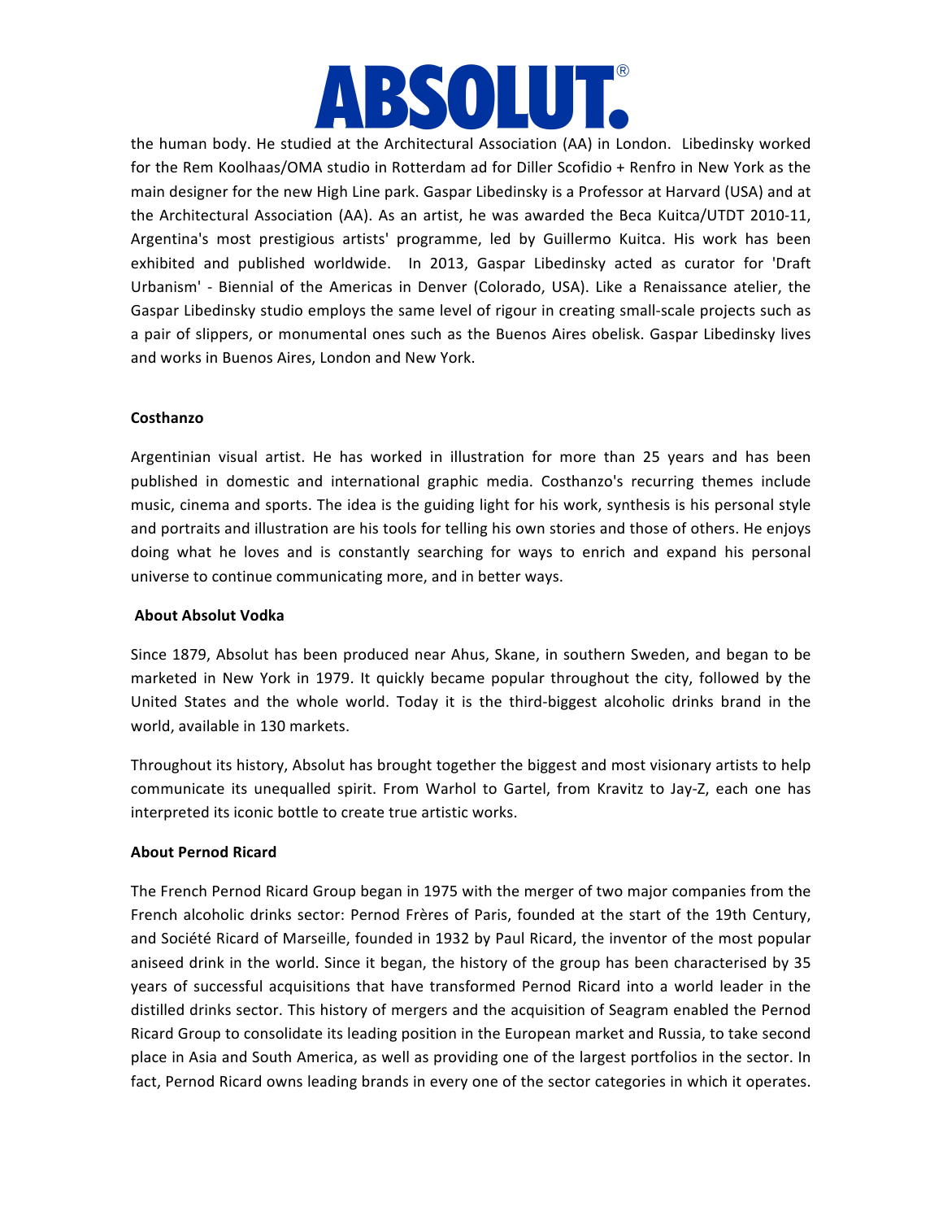the human body. He studied at the Architectural Association (AA) in London. Libedinsky worked for the Rem Koolhaas/OMA studio in Rotterdam ad for Diller Scofidio + Renfro in New York as the main designer for the new High Line park. Gaspar Libedinsky is a Professor at Harvard (USA) and at the Architectural Association (AA). As an artist, he was awarded the Beca Kuitca/UTDT 2010-11, Argentina's most prestigious artists' programme, led by Guillermo Kuitca. His work has been exhibited and published worldwide. In 2013, Gaspar Libedinsky acted as curator for 'Draft Urbanism' - Biennial of the Americas in Denver (Colorado, USA). Like a Renaissance atelier, the Gaspar Libedinsky studio employs the same level of rigour in creating small-scale projects such as a pair of slippers, or monumental ones such as the Buenos Aires obelisk. Gaspar Libedinsky lives and works in Buenos Aires, London and New York.

**Costhanzo**

Argentinian visual artist. He has worked in illustration for more than 25 years and has been published in domestic and international graphic media. Costhanzo's recurring themes include music, cinema and sports. The idea is the guiding light for his work, synthesis is his personal style and portraits and illustration are his tools for telling his own stories and those of others. He enjoys doing what he loves and is constantly searching for ways to enrich and expand his personal universe to continue communicating more, and in better ways.

**About Absolut Vodka**

Since 1879, Absolut has been produced near Ahus, Skane, in southern Sweden, and began to be marketed in New York in 1979. It quickly became popular throughout the city, followed by the United States and the whole world. Today it is the third-biggest alcoholic drinks brand in the world, available in 130 markets.

Throughout its history, Absolut has brought together the biggest and most visionary artists to help communicate its unequalled spirit. From Warhol to Gartel, from Kravitz to Jay-Z, each one has interpreted its iconic bottle to create true artistic works.

**About Pernod Ricard**

The French Pernod Ricard Group began in 1975 with the merger of two major companies from the French alcoholic drinks sector: Pernod Frères of Paris, founded at the start of the 19th Century, and Société Ricard of Marseille, founded in 1932 by Paul Ricard, the inventor of the most popular aniseed drink in the world. Since it began, the history of the group has been characterised by 35 years of successful acquisitions that have transformed Pernod Ricard into a world leader in the distilled drinks sector. This history of mergers and the acquisition of Seagram enabled the Pernod Ricard Group to consolidate its leading position in the European market and Russia, to take second place in Asia and South America, as well as providing one of the largest portfolios in the sector. In fact, Pernod Ricard owns leading brands in every one of the sector categories in which it operates.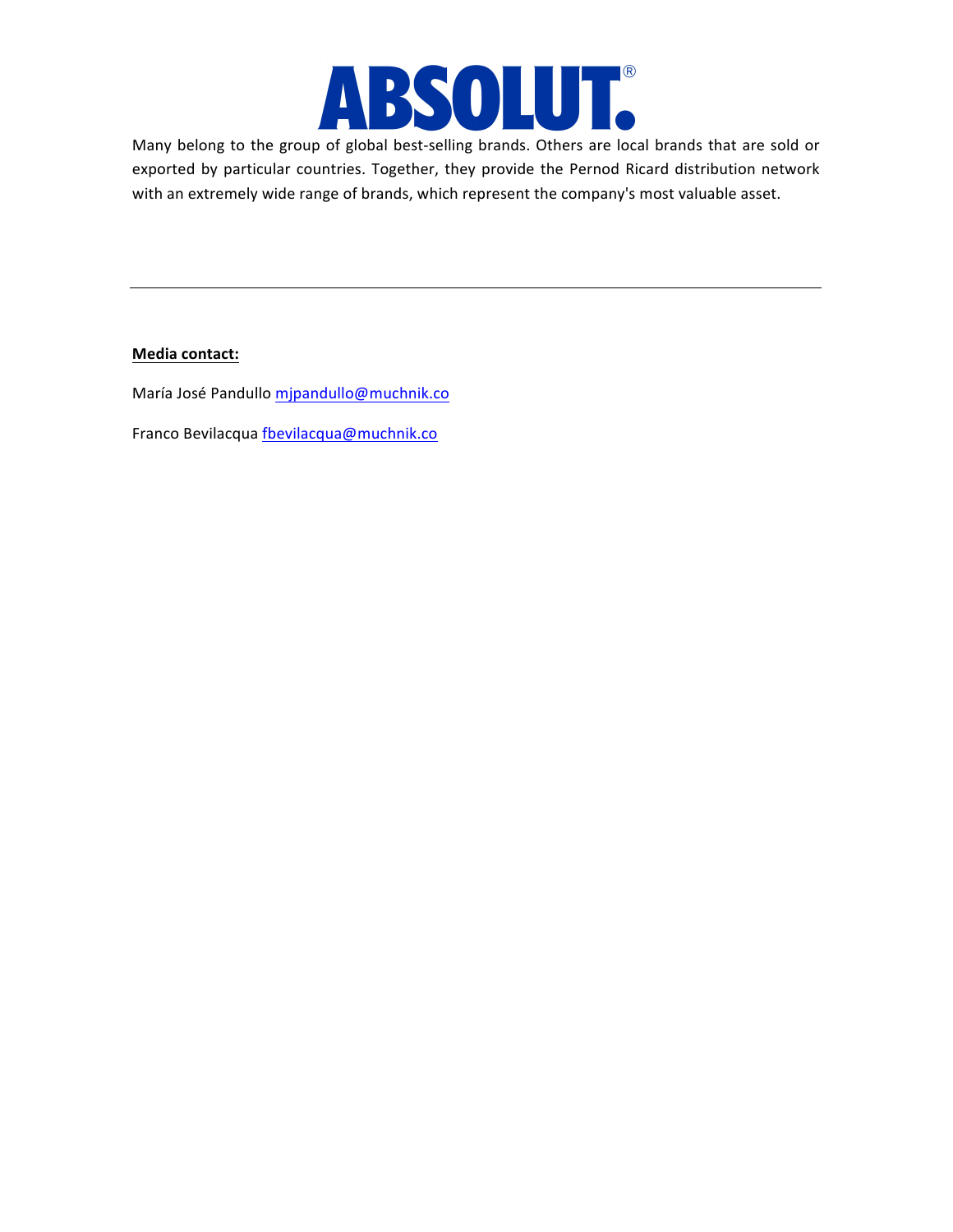ABSOLUT.®

Many belong to the group of global best-selling brands. Others are local brands that are sold or exported by particular countries. Together, they provide the Pernod Ricard distribution network with an extremely wide range of brands, which represent the company's most valuable asset.

---

**Media contact:**

María José Pandullo mjpandullo@muchnik.co

Franco Bevilacqua fbevilacqua@muchnik.co